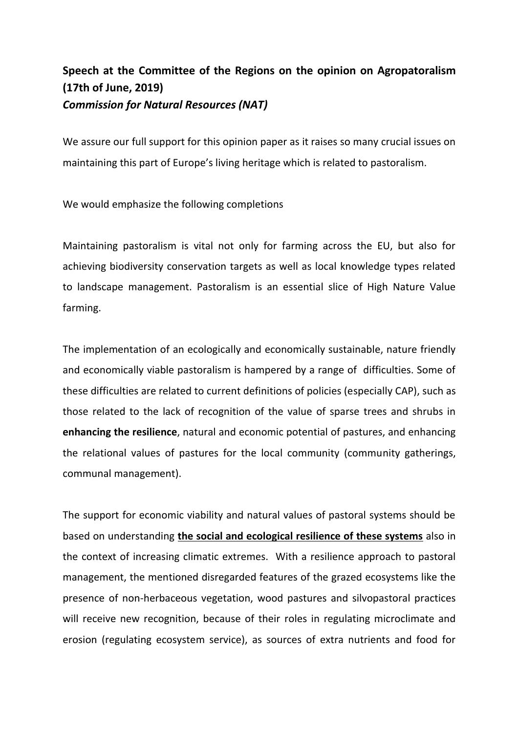**Speech at the Committee of the Regions on the opinion on Agropatoralism (17th of June, 2019)**
***Commission for Natural Resources (NAT)***

We assure our full support for this opinion paper as it raises so many crucial issues on maintaining this part of Europe's living heritage which is related to pastoralism.

We would emphasize the following completions

Maintaining pastoralism is vital not only for farming across the EU, but also for achieving biodiversity conservation targets as well as local knowledge types related to landscape management. Pastoralism is an essential slice of High Nature Value farming.

The implementation of an ecologically and economically sustainable, nature friendly and economically viable pastoralism is hampered by a range of difficulties. Some of these difficulties are related to current definitions of policies (especially CAP), such as those related to the lack of recognition of the value of sparse trees and shrubs in **enhancing the resilience**, natural and economic potential of pastures, and enhancing the relational values of pastures for the local community (community gatherings, communal management).

The support for economic viability and natural values of pastoral systems should be based on understanding <u>**the social and ecological resilience of these systems**</u> also in the context of increasing climatic extremes. With a resilience approach to pastoral management, the mentioned disregarded features of the grazed ecosystems like the presence of non-herbaceous vegetation, wood pastures and silvopastoral practices will receive new recognition, because of their roles in regulating microclimate and erosion (regulating ecosystem service), as sources of extra nutrients and food for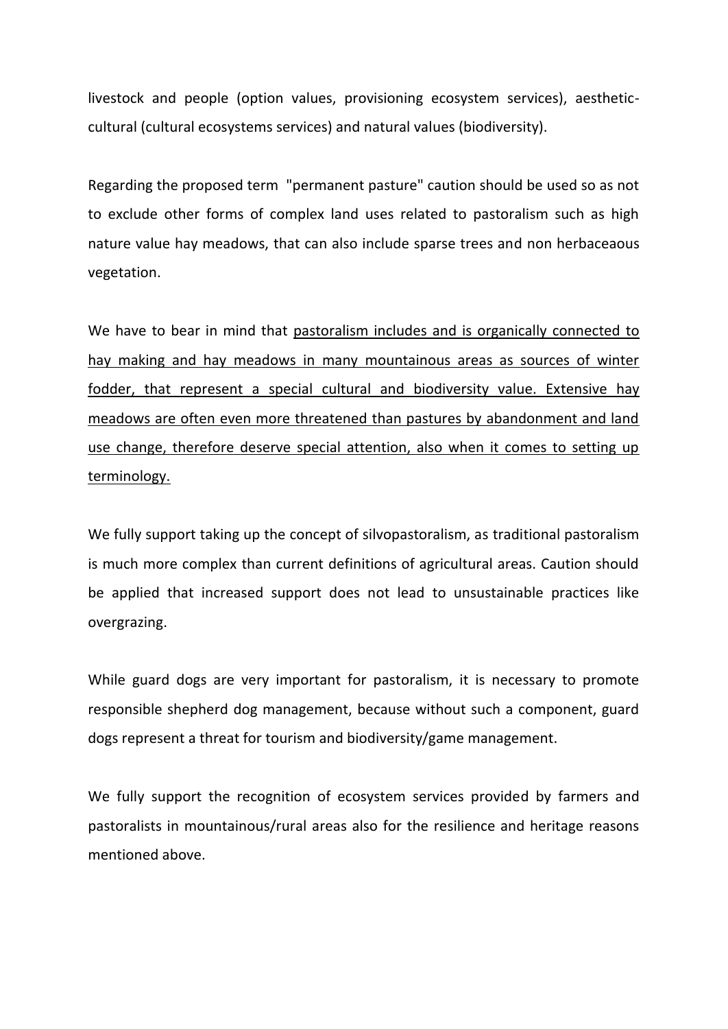livestock and people (option values, provisioning ecosystem services), aesthetic-cultural (cultural ecosystems services) and natural values (biodiversity).

Regarding the proposed term "permanent pasture" caution should be used so as not to exclude other forms of complex land uses related to pastoralism such as high nature value hay meadows, that can also include sparse trees and non herbaceaous vegetation.

We have to bear in mind that <u>pastoralism includes and is organically connected to hay making and hay meadows in many mountainous areas as sources of winter fodder, that represent a special cultural and biodiversity value. Extensive hay meadows are often even more threatened than pastures by abandonment and land use change, therefore deserve special attention, also when it comes to setting up terminology.</u>

We fully support taking up the concept of silvopastoralism, as traditional pastoralism is much more complex than current definitions of agricultural areas. Caution should be applied that increased support does not lead to unsustainable practices like overgrazing.

While guard dogs are very important for pastoralism, it is necessary to promote responsible shepherd dog management, because without such a component, guard dogs represent a threat for tourism and biodiversity/game management.

We fully support the recognition of ecosystem services provided by farmers and pastoralists in mountainous/rural areas also for the resilience and heritage reasons mentioned above.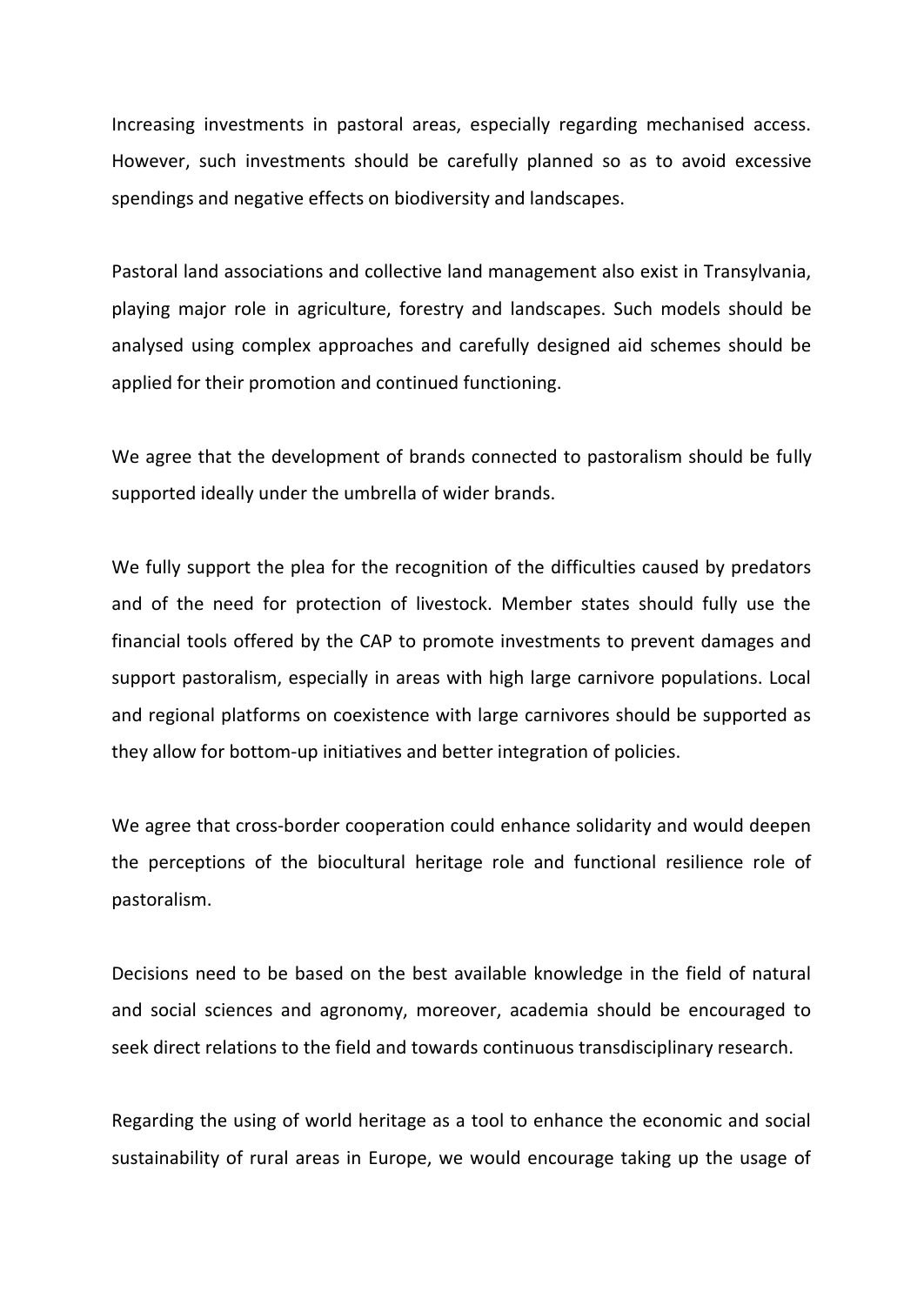Increasing investments in pastoral areas, especially regarding mechanised access. However, such investments should be carefully planned so as to avoid excessive spendings and negative effects on biodiversity and landscapes.

Pastoral land associations and collective land management also exist in Transylvania, playing major role in agriculture, forestry and landscapes. Such models should be analysed using complex approaches and carefully designed aid schemes should be applied for their promotion and continued functioning.

We agree that the development of brands connected to pastoralism should be fully supported ideally under the umbrella of wider brands.

We fully support the plea for the recognition of the difficulties caused by predators and of the need for protection of livestock. Member states should fully use the financial tools offered by the CAP to promote investments to prevent damages and support pastoralism, especially in areas with high large carnivore populations. Local and regional platforms on coexistence with large carnivores should be supported as they allow for bottom-up initiatives and better integration of policies.

We agree that cross-border cooperation could enhance solidarity and would deepen the perceptions of the biocultural heritage role and functional resilience role of pastoralism.

Decisions need to be based on the best available knowledge in the field of natural and social sciences and agronomy, moreover, academia should be encouraged to seek direct relations to the field and towards continuous transdisciplinary research.

Regarding the using of world heritage as a tool to enhance the economic and social sustainability of rural areas in Europe, we would encourage taking up the usage of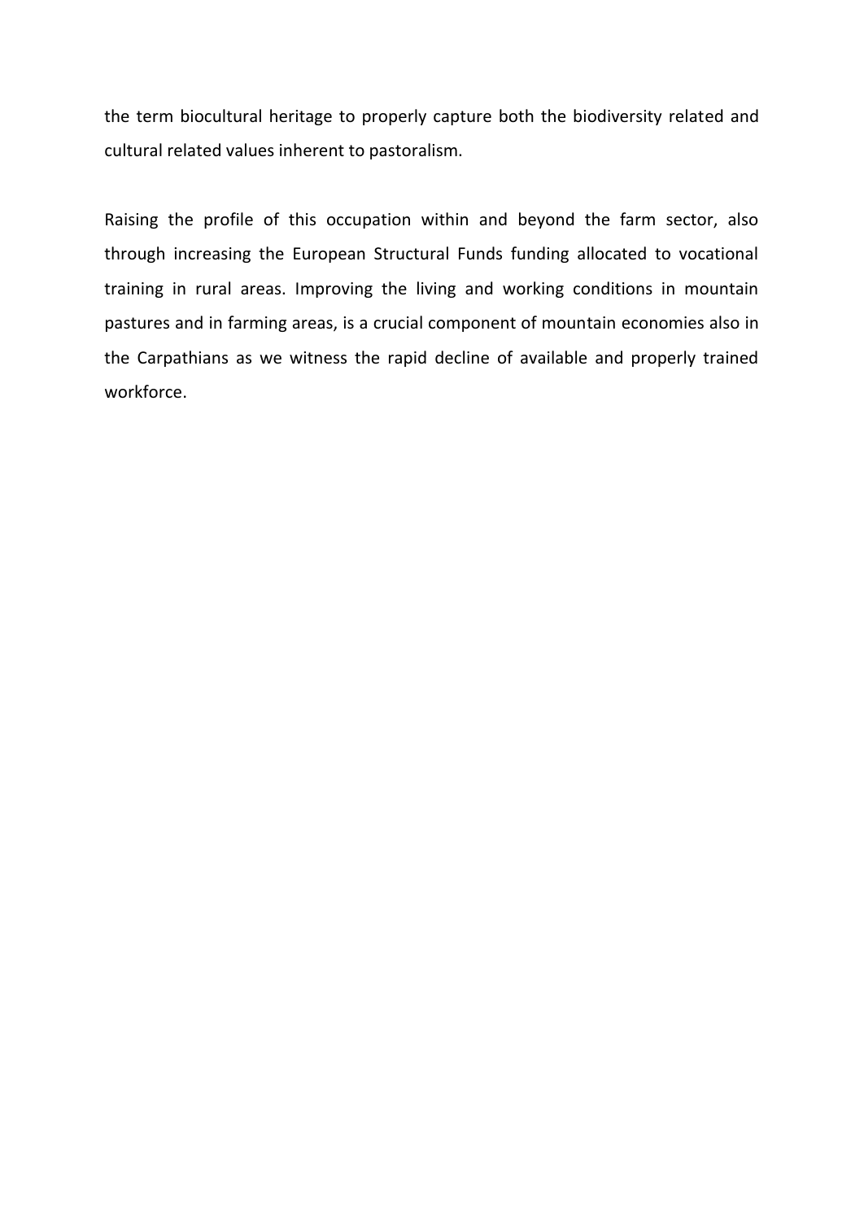the term biocultural heritage to properly capture both the biodiversity related and cultural related values inherent to pastoralism.

Raising the profile of this occupation within and beyond the farm sector, also through increasing the European Structural Funds funding allocated to vocational training in rural areas. Improving the living and working conditions in mountain pastures and in farming areas, is a crucial component of mountain economies also in the Carpathians as we witness the rapid decline of available and properly trained workforce.